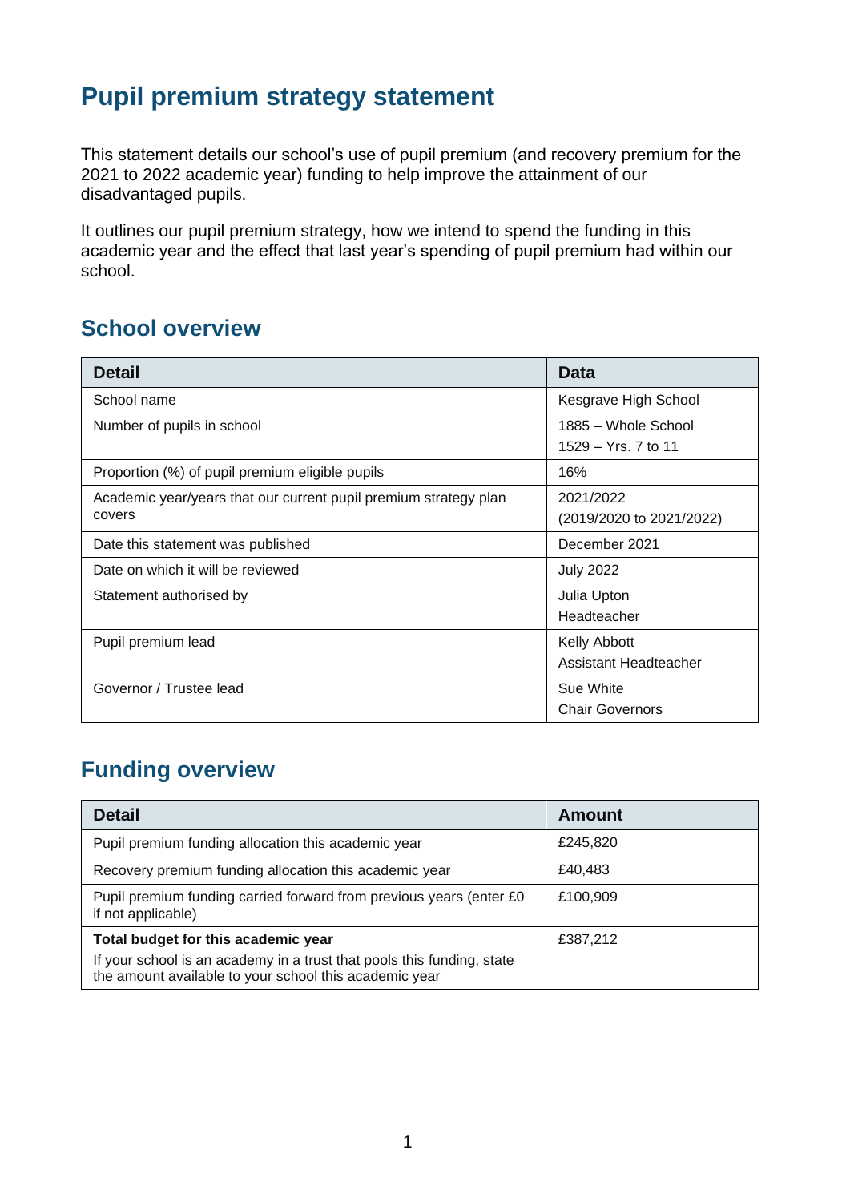# Pupil premium strategy statement

This statement details our school's use of pupil premium (and recovery premium for the 2021 to 2022 academic year) funding to help improve the attainment of our disadvantaged pupils.

It outlines our pupil premium strategy, how we intend to spend the funding in this academic year and the effect that last year's spending of pupil premium had within our school.

## School overview

| Detail | Data |
|---|---|
| School name | Kesgrave High School |
| Number of pupils in school | 1885 – Whole School<br>1529 – Yrs. 7 to 11 |
| Proportion (%) of pupil premium eligible pupils | 16% |
| Academic year/years that our current pupil premium strategy plan covers | 2021/2022<br>(2019/2020 to 2021/2022) |
| Date this statement was published | December 2021 |
| Date on which it will be reviewed | July 2022 |
| Statement authorised by | Julia Upton<br>Headteacher |
| Pupil premium lead | Kelly Abbott<br>Assistant Headteacher |
| Governor / Trustee lead | Sue White<br>Chair Governors |

## Funding overview

| Detail | Amount |
|---|---|
| Pupil premium funding allocation this academic year | £245,820 |
| Recovery premium funding allocation this academic year | £40,483 |
| Pupil premium funding carried forward from previous years (enter £0 if not applicable) | £100,909 |
| **Total budget for this academic year**<br>If your school is an academy in a trust that pools this funding, state the amount available to your school this academic year | £387,212 |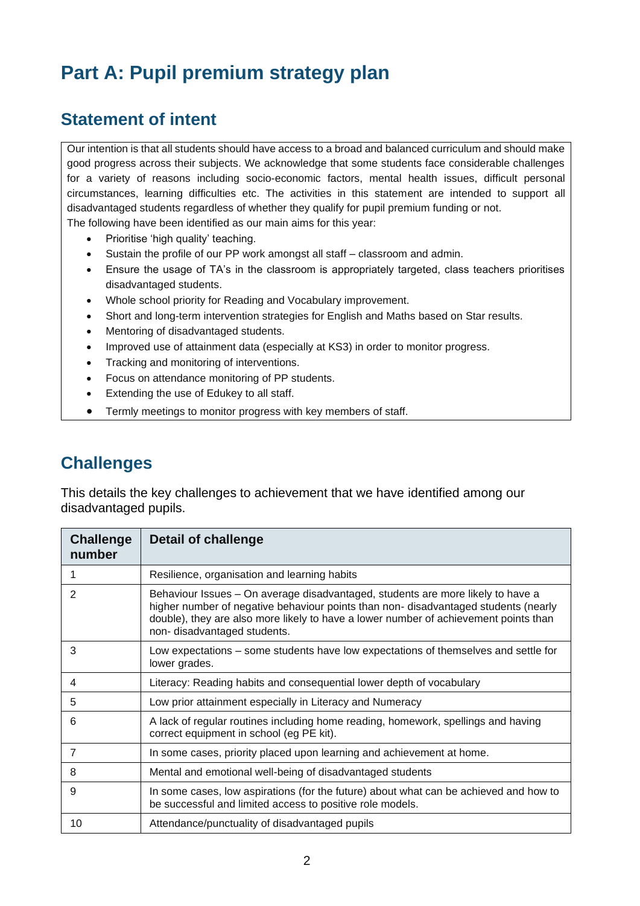# Part A: Pupil premium strategy plan

## Statement of intent

Our intention is that all students should have access to a broad and balanced curriculum and should make good progress across their subjects. We acknowledge that some students face considerable challenges for a variety of reasons including socio-economic factors, mental health issues, difficult personal circumstances, learning difficulties etc. The activities in this statement are intended to support all disadvantaged students regardless of whether they qualify for pupil premium funding or not.

The following have been identified as our main aims for this year:

- Prioritise 'high quality' teaching.
- Sustain the profile of our PP work amongst all staff – classroom and admin.
- Ensure the usage of TA's in the classroom is appropriately targeted, class teachers prioritises disadvantaged students.
- Whole school priority for Reading and Vocabulary improvement.
- Short and long-term intervention strategies for English and Maths based on Star results.
- Mentoring of disadvantaged students.
- Improved use of attainment data (especially at KS3) in order to monitor progress.
- Tracking and monitoring of interventions.
- Focus on attendance monitoring of PP students.
- Extending the use of Edukey to all staff.
- Termly meetings to monitor progress with key members of staff.

## Challenges

This details the key challenges to achievement that we have identified among our disadvantaged pupils.

| Challenge number | Detail of challenge |
|---|---|
| 1 | Resilience, organisation and learning habits |
| 2 | Behaviour Issues – On average disadvantaged, students are more likely to have a higher number of negative behaviour points than non- disadvantaged students (nearly double), they are also more likely to have a lower number of achievement points than non- disadvantaged students. |
| 3 | Low expectations – some students have low expectations of themselves and settle for lower grades. |
| 4 | Literacy: Reading habits and consequential lower depth of vocabulary |
| 5 | Low prior attainment especially in Literacy and Numeracy |
| 6 | A lack of regular routines including home reading, homework, spellings and having correct equipment in school (eg PE kit). |
| 7 | In some cases, priority placed upon learning and achievement at home. |
| 8 | Mental and emotional well-being of disadvantaged students |
| 9 | In some cases, low aspirations (for the future) about what can be achieved and how to be successful and limited access to positive role models. |
| 10 | Attendance/punctuality of disadvantaged pupils |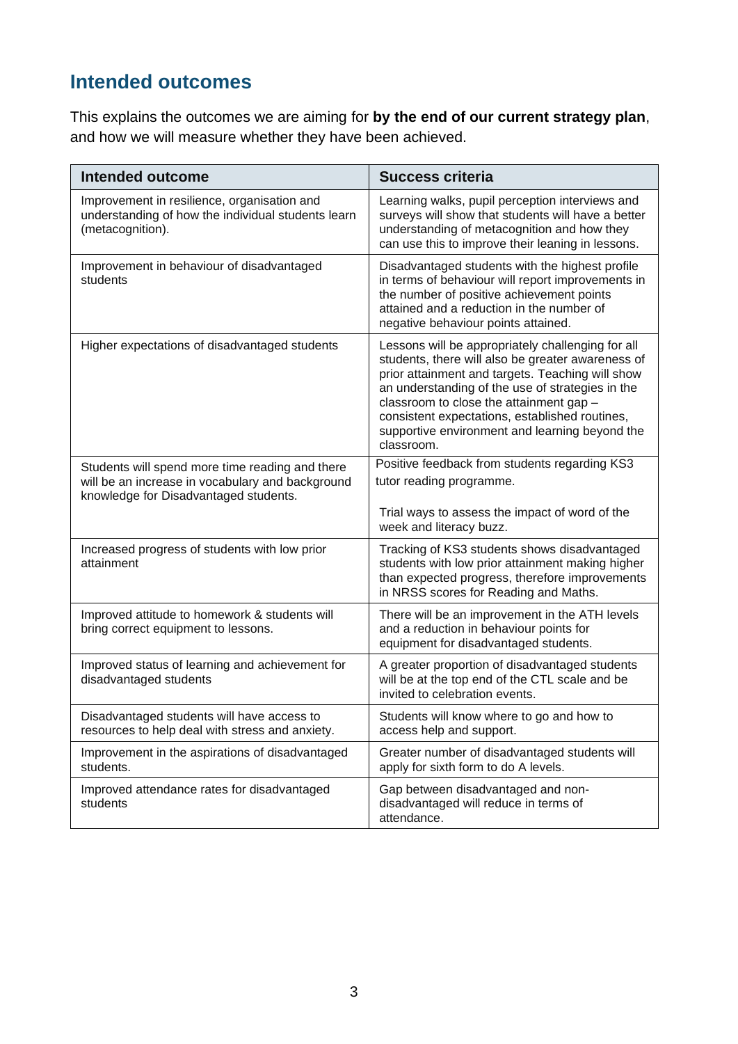## Intended outcomes

This explains the outcomes we are aiming for **by the end of our current strategy plan**, and how we will measure whether they have been achieved.

| Intended outcome | Success criteria |
|---|---|
| Improvement in resilience, organisation and understanding of how the individual students learn (metacognition). | Learning walks, pupil perception interviews and surveys will show that students will have a better understanding of metacognition and how they can use this to improve their leaning in lessons. |
| Improvement in behaviour of disadvantaged students | Disadvantaged students with the highest profile in terms of behaviour will report improvements in the number of positive achievement points attained and a reduction in the number of negative behaviour points attained. |
| Higher expectations of disadvantaged students | Lessons will be appropriately challenging for all students, there will also be greater awareness of prior attainment and targets. Teaching will show an understanding of the use of strategies in the classroom to close the attainment gap – consistent expectations, established routines, supportive environment and learning beyond the classroom. |
| Students will spend more time reading and there will be an increase in vocabulary and background knowledge for Disadvantaged students. | Positive feedback from students regarding KS3 tutor reading programme.<br><br>Trial ways to assess the impact of word of the week and literacy buzz. |
| Increased progress of students with low prior attainment | Tracking of KS3 students shows disadvantaged students with low prior attainment making higher than expected progress, therefore improvements in NRSS scores for Reading and Maths. |
| Improved attitude to homework & students will bring correct equipment to lessons. | There will be an improvement in the ATH levels and a reduction in behaviour points for equipment for disadvantaged students. |
| Improved status of learning and achievement for disadvantaged students | A greater proportion of disadvantaged students will be at the top end of the CTL scale and be invited to celebration events. |
| Disadvantaged students will have access to resources to help deal with stress and anxiety. | Students will know where to go and how to access help and support. |
| Improvement in the aspirations of disadvantaged students. | Greater number of disadvantaged students will apply for sixth form to do A levels. |
| Improved attendance rates for disadvantaged students | Gap between disadvantaged and non-disadvantaged will reduce in terms of attendance. |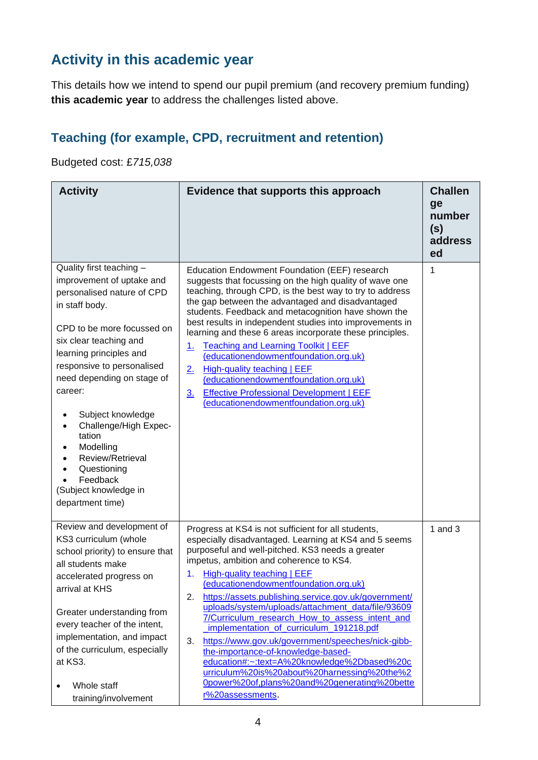## Activity in this academic year

This details how we intend to spend our pupil premium (and recovery premium funding) **this academic year** to address the challenges listed above.

### Teaching (for example, CPD, recruitment and retention)

Budgeted cost: £*715,038*

| Activity | Evidence that supports this approach | Challenge number(s) addressed |
|---|---|---|
| Quality first teaching – improvement of uptake and personalised nature of CPD in staff body.<br><br>CPD to be more focussed on six clear teaching and learning principles and responsive to personalised need depending on stage of career:<br><br>• Subject knowledge<br>• Challenge/High Expectation<br>• Modelling<br>• Review/Retrieval<br>• Questioning<br>• Feedback<br>(Subject knowledge in department time) | Education Endowment Foundation (EEF) research suggests that focussing on the high quality of wave one teaching, through CPD, is the best way to try to address the gap between the advantaged and disadvantaged students. Feedback and metacognition have shown the best results in independent studies into improvements in learning and these 6 areas incorporate these principles.<br>1. Teaching and Learning Toolkit \| EEF (educationendowmentfoundation.org.uk)<br>2. High-quality teaching \| EEF (educationendowmentfoundation.org.uk)<br>3. Effective Professional Development \| EEF (educationendowmentfoundation.org.uk) | 1 |
| Review and development of KS3 curriculum (whole school priority) to ensure that all students make accelerated progress on arrival at KHS<br><br>Greater understanding from every teacher of the intent, implementation, and impact of the curriculum, especially at KS3.<br><br>• Whole staff training/involvement | Progress at KS4 is not sufficient for all students, especially disadvantaged. Learning at KS4 and 5 seems purposeful and well-pitched. KS3 needs a greater impetus, ambition and coherence to KS4.<br>1. High-quality teaching \| EEF (educationendowmentfoundation.org.uk)<br>2. https://assets.publishing.service.gov.uk/government/uploads/system/uploads/attachment_data/file/936097/Curriculum_research_How_to_assess_intent_and_implementation_of_curriculum_191218.pdf<br>3. https://www.gov.uk/government/speeches/nick-gibb-the-importance-of-knowledge-based-education#:~:text=A%20knowledge%2Dbased%20curriculum%20is%20about%20harnessing%20the%20power%20of,plans%20and%20generating%20better%20assessments. | 1 and 3 |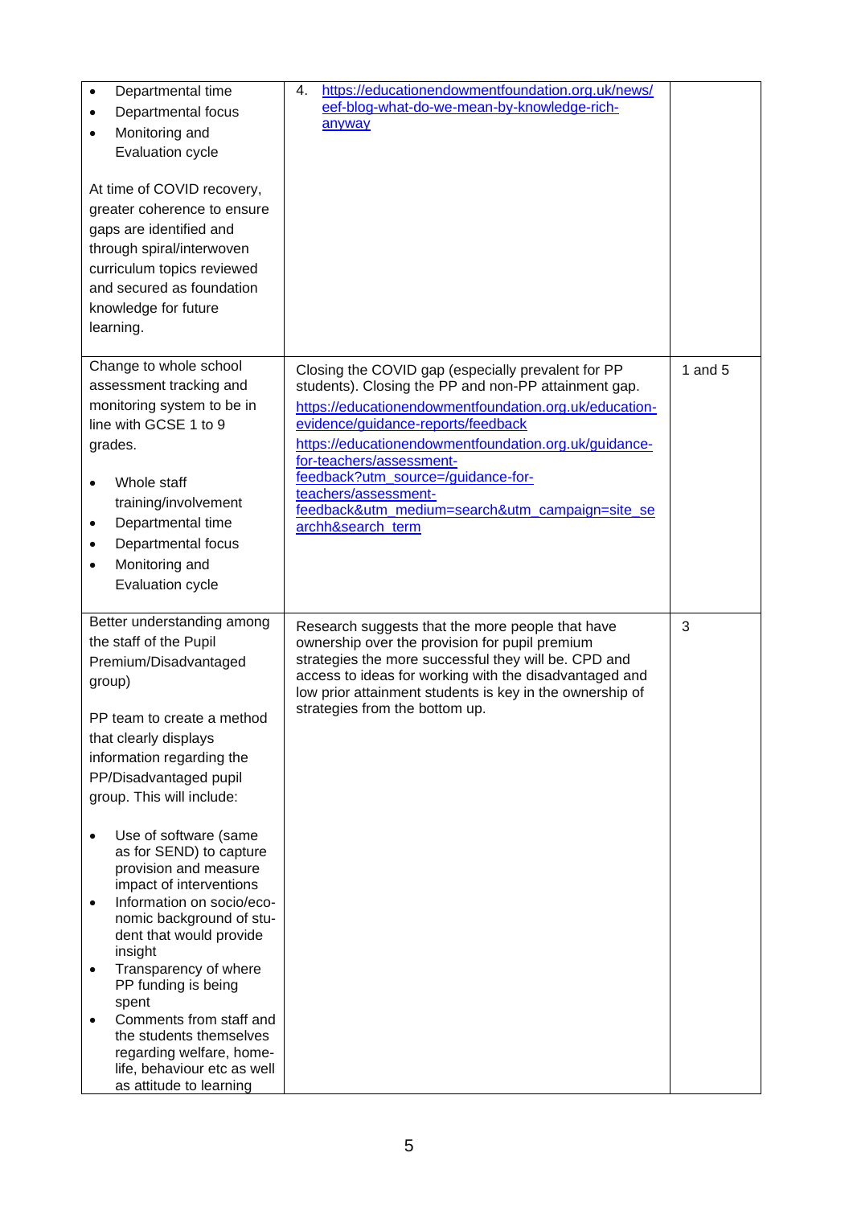| | | |
|---|---|---|
| <ul><li>Departmental time</li><li>Departmental focus</li><li>Monitoring and Evaluation cycle</li></ul>At time of COVID recovery, greater coherence to ensure gaps are identified and through spiral/interwoven curriculum topics reviewed and secured as foundation knowledge for future learning. | 4. https://educationendowmentfoundation.org.uk/news/eef-blog-what-do-we-mean-by-knowledge-rich-anyway | |
| Change to whole school assessment tracking and monitoring system to be in line with GCSE 1 to 9 grades.<ul><li>Whole staff training/involvement</li><li>Departmental time</li><li>Departmental focus</li><li>Monitoring and Evaluation cycle</li></ul> | Closing the COVID gap (especially prevalent for PP students). Closing the PP and non-PP attainment gap.<br>https://educationendowmentfoundation.org.uk/education-evidence/guidance-reports/feedback<br>https://educationendowmentfoundation.org.uk/guidance-for-teachers/assessment-feedback?utm_source=/guidance-for-teachers/assessment-feedback&utm_medium=search&utm_campaign=site_searchh&search_term | 1 and 5 |
| Better understanding among the staff of the Pupil Premium/Disadvantaged group)<br><br>PP team to create a method that clearly displays information regarding the PP/Disadvantaged pupil group. This will include:<ul><li>Use of software (same as for SEND) to capture provision and measure impact of interventions</li><li>Information on socio/economic background of student that would provide insight</li><li>Transparency of where PP funding is being spent</li><li>Comments from staff and the students themselves regarding welfare, home-life, behaviour etc as well as attitude to learning</li></ul> | Research suggests that the more people that have ownership over the provision for pupil premium strategies the more successful they will be. CPD and access to ideas for working with the disadvantaged and low prior attainment students is key in the ownership of strategies from the bottom up. | 3 |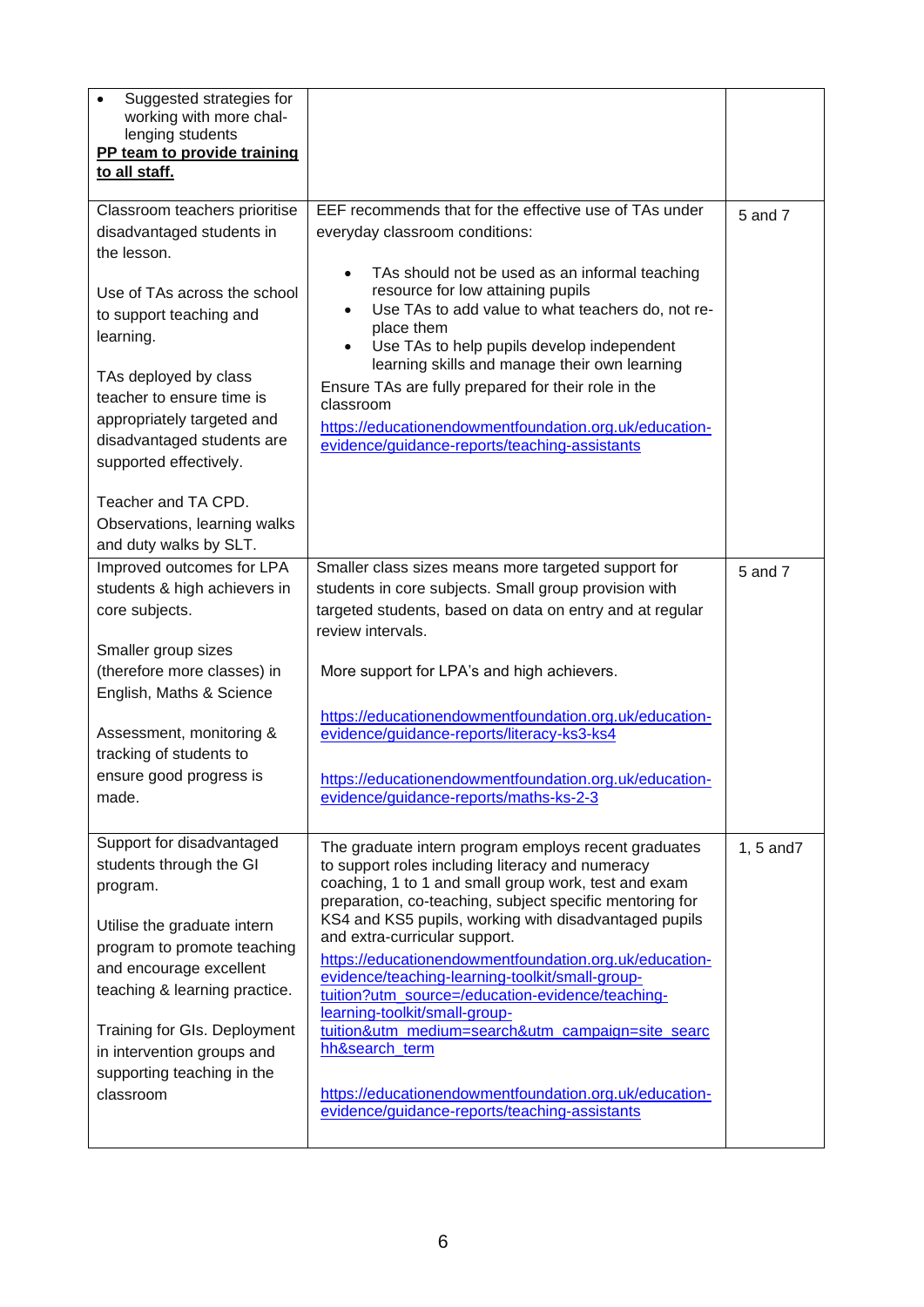| | | |
|---|---|---|
| • Suggested strategies for working with more challenging students<br>**PP team to provide training to all staff.** | | |
| Classroom teachers prioritise disadvantaged students in the lesson.<br><br>Use of TAs across the school to support teaching and learning.<br><br>TAs deployed by class teacher to ensure time is appropriately targeted and disadvantaged students are supported effectively.<br><br>Teacher and TA CPD. Observations, learning walks and duty walks by SLT. | EEF recommends that for the effective use of TAs under everyday classroom conditions:<br><br>• TAs should not be used as an informal teaching resource for low attaining pupils<br>• Use TAs to add value to what teachers do, not replace them<br>• Use TAs to help pupils develop independent learning skills and manage their own learning<br><br>Ensure TAs are fully prepared for their role in the classroom<br>https://educationendowmentfoundation.org.uk/education-evidence/guidance-reports/teaching-assistants | 5 and 7 |
| Improved outcomes for LPA students & high achievers in core subjects.<br><br>Smaller group sizes (therefore more classes) in English, Maths & Science<br><br>Assessment, monitoring & tracking of students to ensure good progress is made. | Smaller class sizes means more targeted support for students in core subjects. Small group provision with targeted students, based on data on entry and at regular review intervals.<br><br>More support for LPA's and high achievers.<br><br>https://educationendowmentfoundation.org.uk/education-evidence/guidance-reports/literacy-ks3-ks4<br><br>https://educationendowmentfoundation.org.uk/education-evidence/guidance-reports/maths-ks-2-3 | 5 and 7 |
| Support for disadvantaged students through the GI program.<br><br>Utilise the graduate intern program to promote teaching and encourage excellent teaching & learning practice.<br><br>Training for GIs. Deployment in intervention groups and supporting teaching in the classroom | The graduate intern program employs recent graduates to support roles including literacy and numeracy coaching, 1 to 1 and small group work, test and exam preparation, co-teaching, subject specific mentoring for KS4 and KS5 pupils, working with disadvantaged pupils and extra-curricular support.<br>https://educationendowmentfoundation.org.uk/education-evidence/teaching-learning-toolkit/small-group-tuition?utm_source=/education-evidence/teaching-learning-toolkit/small-group-tuition&utm_medium=search&utm_campaign=site_searchh&search_term<br><br>https://educationendowmentfoundation.org.uk/education-evidence/guidance-reports/teaching-assistants | 1, 5 and7 |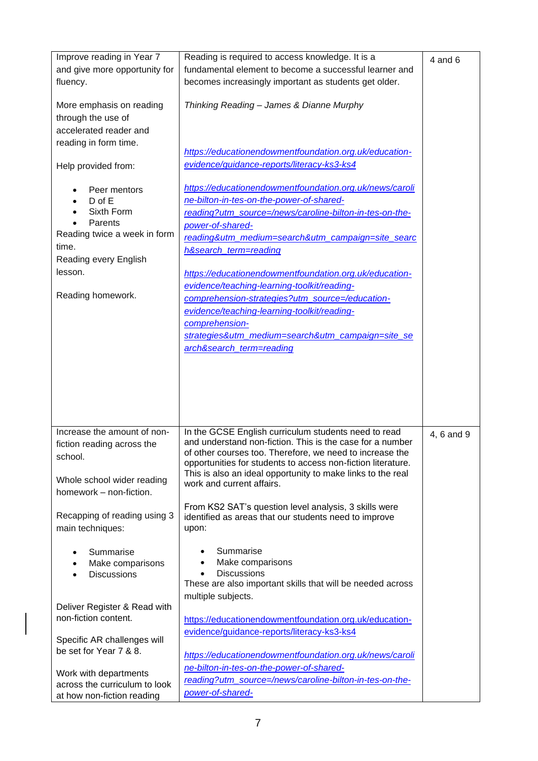| | | |
|---|---|---|
| Improve reading in Year 7 and give more opportunity for fluency.<br><br>More emphasis on reading through the use of accelerated reader and reading in form time.<br><br>Help provided from:<br>• Peer mentors<br>• D of E<br>• Sixth Form<br>• Parents<br>Reading twice a week in form time.<br>Reading every English lesson.<br><br>Reading homework. | Reading is required to access knowledge. It is a fundamental element to become a successful learner and becomes increasingly important as students get older.<br><br>*Thinking Reading – James & Dianne Murphy*<br><br>https://educationendowmentfoundation.org.uk/education-evidence/guidance-reports/literacy-ks3-ks4<br><br>https://educationendowmentfoundation.org.uk/news/caroline-bilton-in-tes-on-the-power-of-shared-reading?utm_source=/news/caroline-bilton-in-tes-on-the-power-of-shared-reading&utm_medium=search&utm_campaign=site_search&search_term=reading<br><br>https://educationendowmentfoundation.org.uk/education-evidence/teaching-learning-toolkit/reading-comprehension-strategies?utm_source=/education-evidence/teaching-learning-toolkit/reading-comprehension-strategies&utm_medium=search&utm_campaign=site_search&search_term=reading | 4 and 6 |
| Increase the amount of non-fiction reading across the school.<br><br>Whole school wider reading homework – non-fiction.<br><br>Recapping of reading using 3 main techniques:<br>• Summarise<br>• Make comparisons<br>• Discussions<br><br>Deliver Register & Read with non-fiction content.<br><br>Specific AR challenges will be set for Year 7 & 8.<br><br>Work with departments across the curriculum to look at how non-fiction reading | In the GCSE English curriculum students need to read and understand non-fiction. This is the case for a number of other courses too. Therefore, we need to increase the opportunities for students to access non-fiction literature. This is also an ideal opportunity to make links to the real work and current affairs.<br><br>From KS2 SAT's question level analysis, 3 skills were identified as areas that our students need to improve upon:<br>• Summarise<br>• Make comparisons<br>• Discussions<br>These are also important skills that will be needed across multiple subjects.<br><br>https://educationendowmentfoundation.org.uk/education-evidence/guidance-reports/literacy-ks3-ks4<br><br>https://educationendowmentfoundation.org.uk/news/caroline-bilton-in-tes-on-the-power-of-shared-reading?utm_source=/news/caroline-bilton-in-tes-on-the-power-of-shared- | 4, 6 and 9 |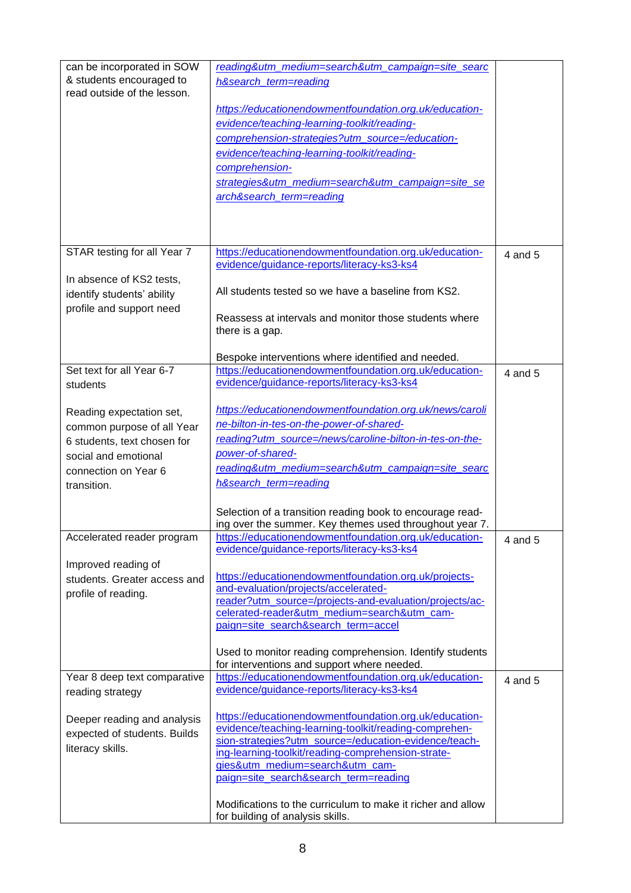| | | |
|---|---|---|
| can be incorporated in SOW & students encouraged to read outside of the lesson. | reading&utm_medium=search&utm_campaign=site_search&search_term=reading<br><br>https://educationendowmentfoundation.org.uk/education-evidence/teaching-learning-toolkit/reading-comprehension-strategies?utm_source=/education-evidence/teaching-learning-toolkit/reading-comprehension-strategies&utm_medium=search&utm_campaign=site_search&search_term=reading | |
| STAR testing for all Year 7<br><br>In absence of KS2 tests, identify students' ability profile and support need | https://educationendowmentfoundation.org.uk/education-evidence/guidance-reports/literacy-ks3-ks4<br><br>All students tested so we have a baseline from KS2.<br><br>Reassess at intervals and monitor those students where there is a gap.<br><br>Bespoke interventions where identified and needed. | 4 and 5 |
| Set text for all Year 6-7 students<br><br>Reading expectation set, common purpose of all Year 6 students, text chosen for social and emotional connection on Year 6 transition. | https://educationendowmentfoundation.org.uk/education-evidence/guidance-reports/literacy-ks3-ks4<br><br>https://educationendowmentfoundation.org.uk/news/caroline-bilton-in-tes-on-the-power-of-shared-reading?utm_source=/news/caroline-bilton-in-tes-on-the-power-of-shared-reading&utm_medium=search&utm_campaign=site_search&search_term=reading<br><br>Selection of a transition reading book to encourage reading over the summer. Key themes used throughout year 7. | 4 and 5 |
| Accelerated reader program<br><br>Improved reading of students. Greater access and profile of reading. | https://educationendowmentfoundation.org.uk/education-evidence/guidance-reports/literacy-ks3-ks4<br><br>https://educationendowmentfoundation.org.uk/projects-and-evaluation/projects/accelerated-reader?utm_source=/projects-and-evaluation/projects/accelerated-reader&utm_medium=search&utm_campaign=site_search&search_term=accel<br><br>Used to monitor reading comprehension. Identify students for interventions and support where needed. | 4 and 5 |
| Year 8 deep text comparative reading strategy<br><br>Deeper reading and analysis expected of students. Builds literacy skills. | https://educationendowmentfoundation.org.uk/education-evidence/guidance-reports/literacy-ks3-ks4<br><br>https://educationendowmentfoundation.org.uk/education-evidence/teaching-learning-toolkit/reading-comprehension-strategies?utm_source=/education-evidence/teaching-learning-toolkit/reading-comprehension-strategies&utm_medium=search&utm_campaign=site_search&search_term=reading<br><br>Modifications to the curriculum to make it richer and allow for building of analysis skills. | 4 and 5 |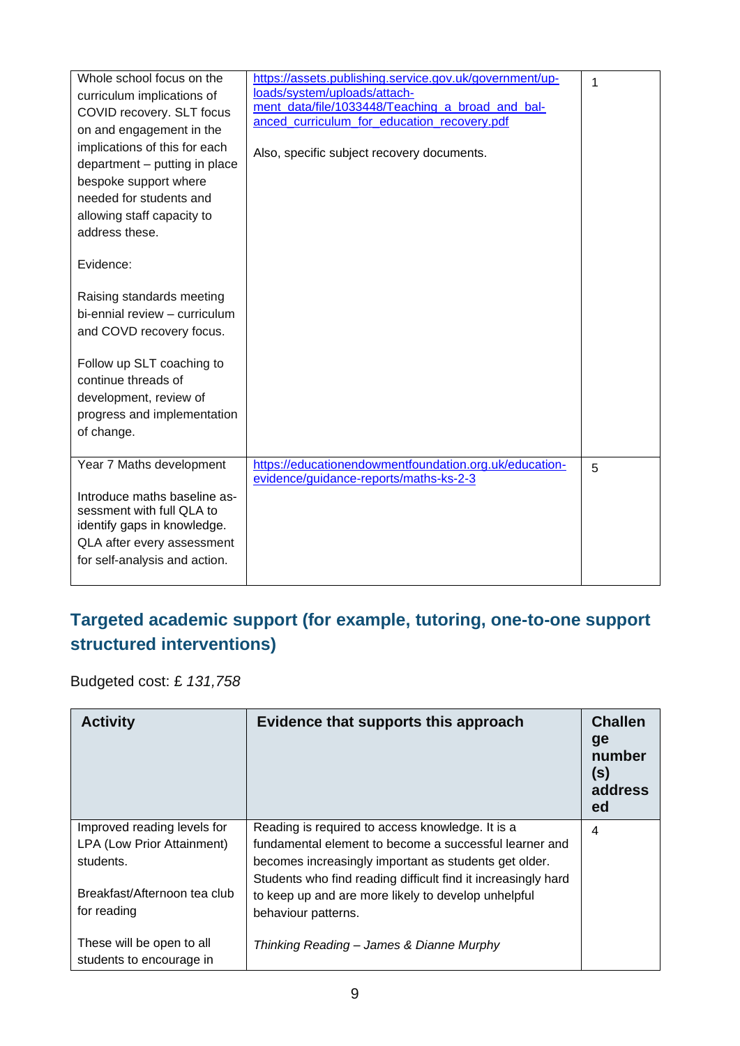| | | |
|---|---|---|
| Whole school focus on the curriculum implications of COVID recovery. SLT focus on and engagement in the implications of this for each department – putting in place bespoke support where needed for students and allowing staff capacity to address these.<br><br>Evidence:<br><br>Raising standards meeting bi-ennial review – curriculum and COVD recovery focus.<br><br>Follow up SLT coaching to continue threads of development, review of progress and implementation of change. | https://assets.publishing.service.gov.uk/government/uploads/system/uploads/attachment_data/file/1033448/Teaching_a_broad_and_balanced_curriculum_for_education_recovery.pdf<br><br>Also, specific subject recovery documents. | 1 |
| Year 7 Maths development<br><br>Introduce maths baseline assessment with full QLA to identify gaps in knowledge. QLA after every assessment for self-analysis and action. | https://educationendowmentfoundation.org.uk/education-evidence/guidance-reports/maths-ks-2-3 | 5 |

## Targeted academic support (for example, tutoring, one-to-one support structured interventions)

Budgeted cost: £ *131,758*

| Activity | Evidence that supports this approach | Challenge number(s) addressed |
|---|---|---|
| Improved reading levels for LPA (Low Prior Attainment) students.<br><br>Breakfast/Afternoon tea club for reading<br><br>These will be open to all students to encourage in | Reading is required to access knowledge. It is a fundamental element to become a successful learner and becomes increasingly important as students get older. Students who find reading difficult find it increasingly hard to keep up and are more likely to develop unhelpful behaviour patterns.<br><br>*Thinking Reading – James & Dianne Murphy* | 4 |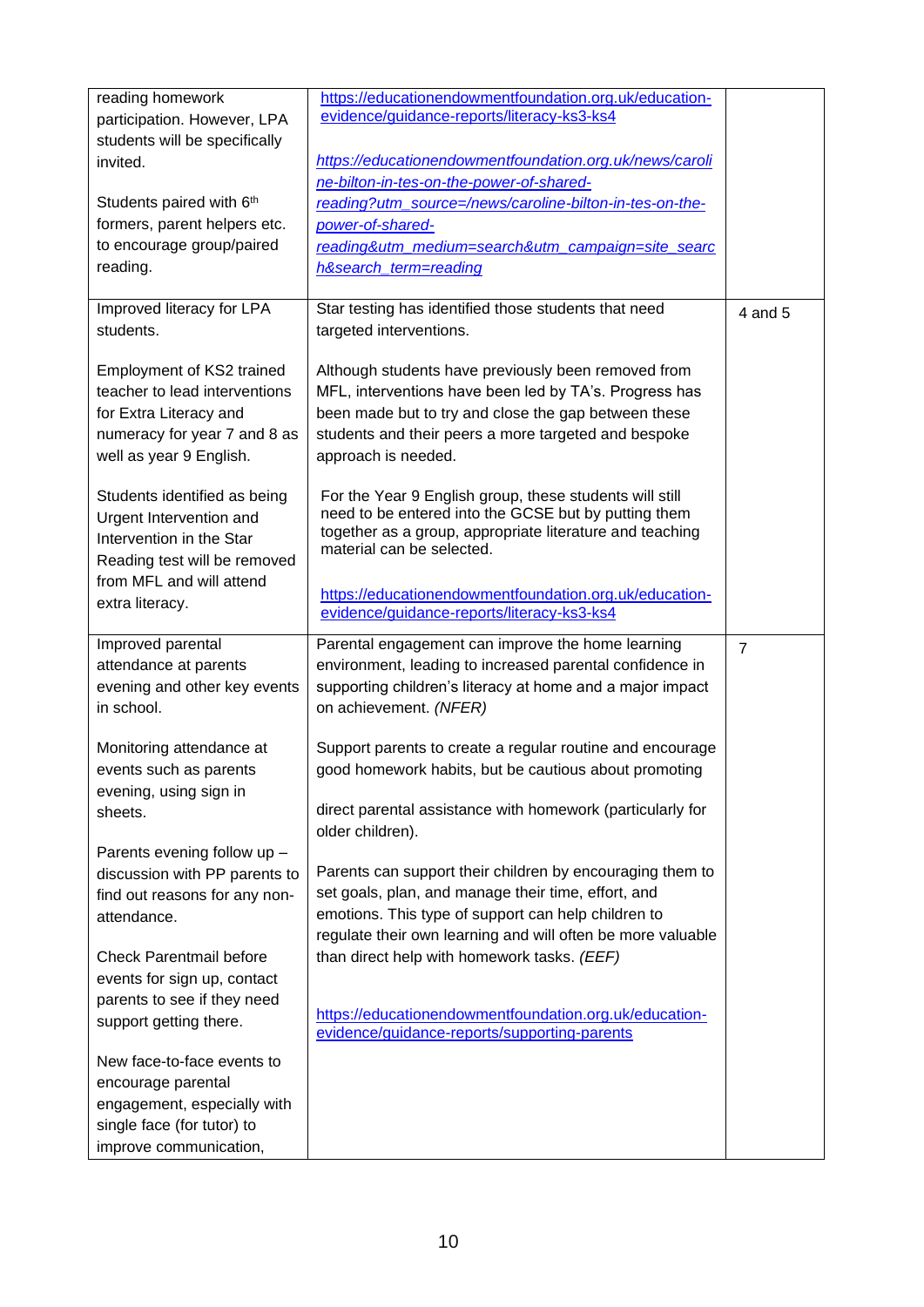| | | |
|---|---|---|
| reading homework participation. However, LPA students will be specifically invited.<br><br>Students paired with 6th formers, parent helpers etc. to encourage group/paired reading. | https://educationendowmentfoundation.org.uk/education-evidence/guidance-reports/literacy-ks3-ks4<br><br>*https://educationendowmentfoundation.org.uk/news/caroline-bilton-in-tes-on-the-power-of-shared-reading?utm_source=/news/caroline-bilton-in-tes-on-the-power-of-shared-reading&utm_medium=search&utm_campaign=site_search&search_term=reading* | |
| Improved literacy for LPA students.<br><br>Employment of KS2 trained teacher to lead interventions for Extra Literacy and numeracy for year 7 and 8 as well as year 9 English.<br><br>Students identified as being Urgent Intervention and Intervention in the Star Reading test will be removed from MFL and will attend extra literacy. | Star testing has identified those students that need targeted interventions.<br><br>Although students have previously been removed from MFL, interventions have been led by TA's. Progress has been made but to try and close the gap between these students and their peers a more targeted and bespoke approach is needed.<br><br>For the Year 9 English group, these students will still need to be entered into the GCSE but by putting them together as a group, appropriate literature and teaching material can be selected.<br><br>https://educationendowmentfoundation.org.uk/education-evidence/guidance-reports/literacy-ks3-ks4 | 4 and 5 |
| Improved parental attendance at parents evening and other key events in school.<br><br>Monitoring attendance at events such as parents evening, using sign in sheets.<br><br>Parents evening follow up – discussion with PP parents to find out reasons for any non-attendance.<br><br>Check Parentmail before events for sign up, contact parents to see if they need support getting there.<br><br>New face-to-face events to encourage parental engagement, especially with single face (for tutor) to improve communication, | Parental engagement can improve the home learning environment, leading to increased parental confidence in supporting children's literacy at home and a major impact on achievement. *(NFER)*<br><br>Support parents to create a regular routine and encourage good homework habits, but be cautious about promoting<br><br>direct parental assistance with homework (particularly for older children).<br><br>Parents can support their children by encouraging them to set goals, plan, and manage their time, effort, and emotions. This type of support can help children to regulate their own learning and will often be more valuable than direct help with homework tasks. *(EEF)*<br><br>https://educationendowmentfoundation.org.uk/education-evidence/guidance-reports/supporting-parents | 7 |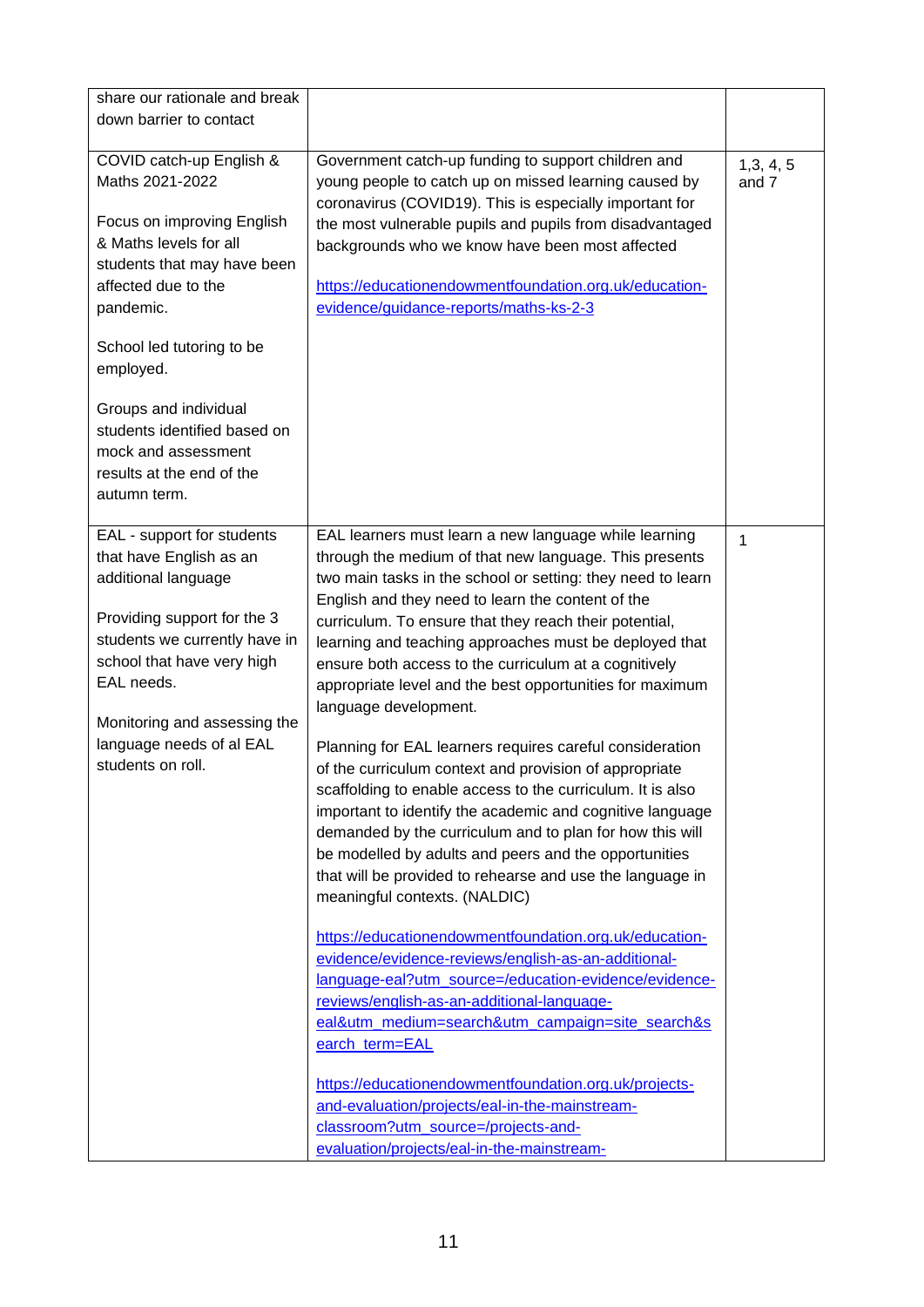| | | |
|---|---|---|
| share our rationale and break down barrier to contact | | |
| COVID catch-up English & Maths 2021-2022<br><br>Focus on improving English & Maths levels for all students that may have been affected due to the pandemic.<br><br>School led tutoring to be employed.<br><br>Groups and individual students identified based on mock and assessment results at the end of the autumn term. | Government catch-up funding to support children and young people to catch up on missed learning caused by coronavirus (COVID19). This is especially important for the most vulnerable pupils and pupils from disadvantaged backgrounds who we know have been most affected<br><br>https://educationendowmentfoundation.org.uk/education-evidence/guidance-reports/maths-ks-2-3 | 1,3, 4, 5 and 7 |
| EAL - support for students that have English as an additional language<br><br>Providing support for the 3 students we currently have in school that have very high EAL needs.<br><br>Monitoring and assessing the language needs of al EAL students on roll. | EAL learners must learn a new language while learning through the medium of that new language. This presents two main tasks in the school or setting: they need to learn English and they need to learn the content of the curriculum. To ensure that they reach their potential, learning and teaching approaches must be deployed that ensure both access to the curriculum at a cognitively appropriate level and the best opportunities for maximum language development.<br><br>Planning for EAL learners requires careful consideration of the curriculum context and provision of appropriate scaffolding to enable access to the curriculum. It is also important to identify the academic and cognitive language demanded by the curriculum and to plan for how this will be modelled by adults and peers and the opportunities that will be provided to rehearse and use the language in meaningful contexts. (NALDIC)<br><br>https://educationendowmentfoundation.org.uk/education-evidence/evidence-reviews/english-as-an-additional-language-eal?utm_source=/education-evidence/evidence-reviews/english-as-an-additional-language-eal&utm_medium=search&utm_campaign=site_search&search_term=EAL<br><br>https://educationendowmentfoundation.org.uk/projects-and-evaluation/projects/eal-in-the-mainstream-classroom?utm_source=/projects-and-evaluation/projects/eal-in-the-mainstream- | 1 |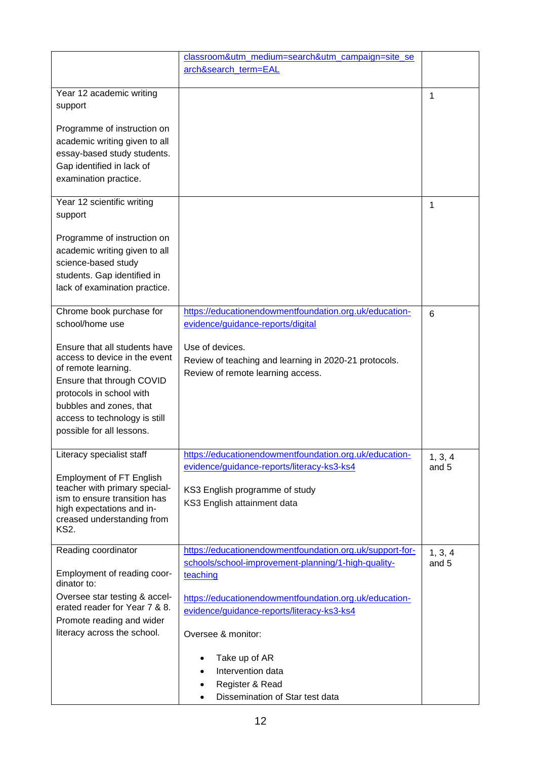| | | |
|---|---|---|
| | classroom&utm_medium=search&utm_campaign=site_search&search_term=EAL | |
| Year 12 academic writing support<br><br>Programme of instruction on academic writing given to all essay-based study students. Gap identified in lack of examination practice. | | 1 |
| Year 12 scientific writing support<br><br>Programme of instruction on academic writing given to all science-based study students. Gap identified in lack of examination practice. | | 1 |
| Chrome book purchase for school/home use<br><br>Ensure that all students have access to device in the event of remote learning.<br>Ensure that through COVID protocols in school with bubbles and zones, that access to technology is still possible for all lessons. | https://educationendowmentfoundation.org.uk/education-evidence/guidance-reports/digital<br><br>Use of devices.<br>Review of teaching and learning in 2020-21 protocols.<br>Review of remote learning access. | 6 |
| Literacy specialist staff<br><br>Employment of FT English teacher with primary specialism to ensure transition has high expectations and increased understanding from KS2. | https://educationendowmentfoundation.org.uk/education-evidence/guidance-reports/literacy-ks3-ks4<br><br>KS3 English programme of study<br>KS3 English attainment data | 1, 3, 4 and 5 |
| Reading coordinator<br><br>Employment of reading coordinator to:<br>Oversee star testing & accelerated reader for Year 7 & 8.<br>Promote reading and wider literacy across the school. | https://educationendowmentfoundation.org.uk/support-for-schools/school-improvement-planning/1-high-quality-teaching<br><br>https://educationendowmentfoundation.org.uk/education-evidence/guidance-reports/literacy-ks3-ks4<br><br>Oversee & monitor:<br><br>• Take up of AR<br>• Intervention data<br>• Register & Read<br>• Dissemination of Star test data | 1, 3, 4 and 5 |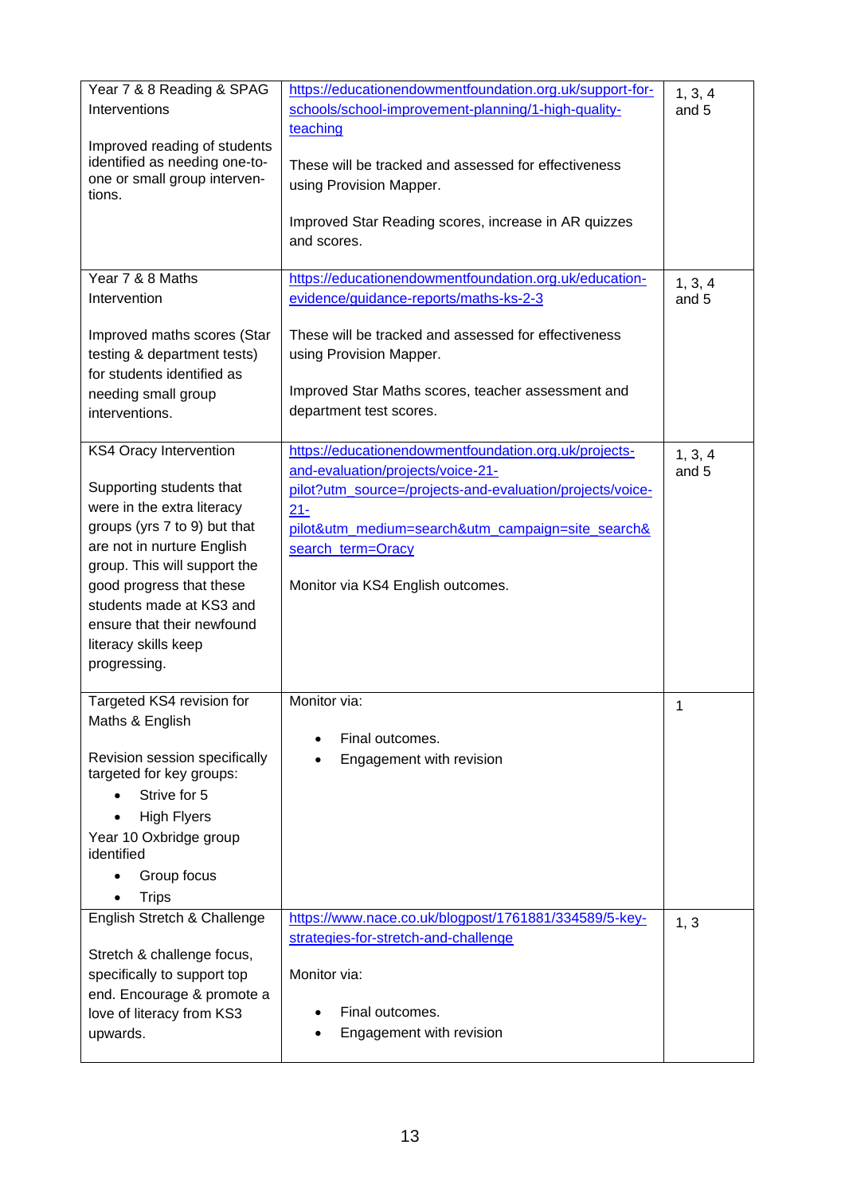| | | |
|---|---|---|
| Year 7 & 8 Reading & SPAG Interventions<br><br>Improved reading of students identified as needing one-to-one or small group interventions. | https://educationendowmentfoundation.org.uk/support-for-schools/school-improvement-planning/1-high-quality-teaching<br><br>These will be tracked and assessed for effectiveness using Provision Mapper.<br><br>Improved Star Reading scores, increase in AR quizzes and scores. | 1, 3, 4 and 5 |
| Year 7 & 8 Maths Intervention<br><br>Improved maths scores (Star testing & department tests) for students identified as needing small group interventions. | https://educationendowmentfoundation.org.uk/education-evidence/guidance-reports/maths-ks-2-3<br><br>These will be tracked and assessed for effectiveness using Provision Mapper.<br><br>Improved Star Maths scores, teacher assessment and department test scores. | 1, 3, 4 and 5 |
| KS4 Oracy Intervention<br><br>Supporting students that were in the extra literacy groups (yrs 7 to 9) but that are not in nurture English group. This will support the good progress that these students made at KS3 and ensure that their newfound literacy skills keep progressing. | https://educationendowmentfoundation.org.uk/projects-and-evaluation/projects/voice-21-pilot?utm_source=/projects-and-evaluation/projects/voice-21-pilot&utm_medium=search&utm_campaign=site_search&search_term=Oracy<br><br>Monitor via KS4 English outcomes. | 1, 3, 4 and 5 |
| Targeted KS4 revision for Maths & English<br><br>Revision session specifically targeted for key groups:<br>• Strive for 5<br>• High Flyers<br>Year 10 Oxbridge group identified<br>• Group focus<br>• Trips | Monitor via:<br><br>• Final outcomes.<br>• Engagement with revision | 1 |
| English Stretch & Challenge<br><br>Stretch & challenge focus, specifically to support top end. Encourage & promote a love of literacy from KS3 upwards. | https://www.nace.co.uk/blogpost/1761881/334589/5-key-strategies-for-stretch-and-challenge<br><br>Monitor via:<br><br>• Final outcomes.<br>• Engagement with revision | 1, 3 |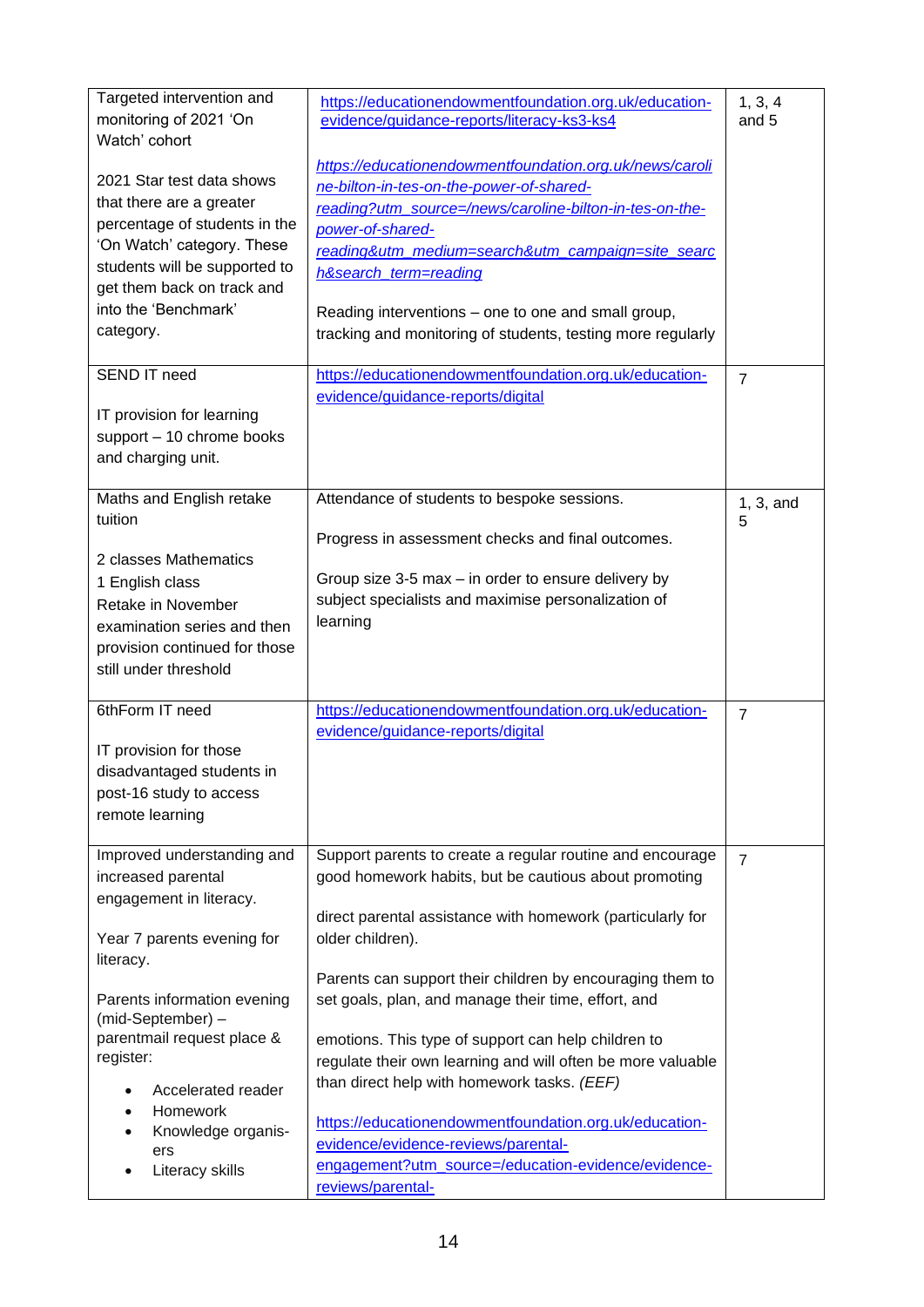| | | |
|---|---|---|
| Targeted intervention and monitoring of 2021 'On Watch' cohort<br><br>2021 Star test data shows that there are a greater percentage of students in the 'On Watch' category. These students will be supported to get them back on track and into the 'Benchmark' category. | https://educationendowmentfoundation.org.uk/education-evidence/guidance-reports/literacy-ks3-ks4<br><br>*https://educationendowmentfoundation.org.uk/news/caroline-bilton-in-tes-on-the-power-of-shared-reading?utm_source=/news/caroline-bilton-in-tes-on-the-power-of-shared-reading&utm_medium=search&utm_campaign=site_search&search_term=reading*<br><br>Reading interventions – one to one and small group, tracking and monitoring of students, testing more regularly | 1, 3, 4 and 5 |
| SEND IT need<br><br>IT provision for learning support – 10 chrome books and charging unit. | https://educationendowmentfoundation.org.uk/education-evidence/guidance-reports/digital | 7 |
| Maths and English retake tuition<br><br>2 classes Mathematics<br>1 English class<br>Retake in November examination series and then provision continued for those still under threshold | Attendance of students to bespoke sessions.<br><br>Progress in assessment checks and final outcomes.<br><br>Group size 3-5 max – in order to ensure delivery by subject specialists and maximise personalization of learning | 1, 3, and 5 |
| 6thForm IT need<br><br>IT provision for those disadvantaged students in post-16 study to access remote learning | https://educationendowmentfoundation.org.uk/education-evidence/guidance-reports/digital | 7 |
| Improved understanding and increased parental engagement in literacy.<br><br>Year 7 parents evening for literacy.<br><br>Parents information evening (mid-September) – parentmail request place & register:<br>• Accelerated reader<br>• Homework<br>• Knowledge organisers<br>• Literacy skills | Support parents to create a regular routine and encourage good homework habits, but be cautious about promoting direct parental assistance with homework (particularly for older children).<br><br>Parents can support their children by encouraging them to set goals, plan, and manage their time, effort, and emotions. This type of support can help children to regulate their own learning and will often be more valuable than direct help with homework tasks. *(EEF)*<br><br>https://educationendowmentfoundation.org.uk/education-evidence/evidence-reviews/parental-engagement?utm_source=/education-evidence/evidence-reviews/parental- | 7 |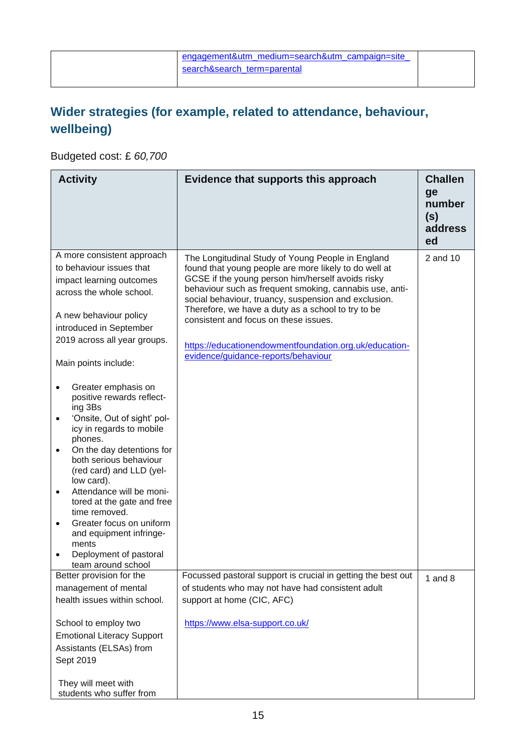| | engagement&utm_medium=search&utm_campaign=site_search&search_term=parental | |
|---|---|---|

## Wider strategies (for example, related to attendance, behaviour, wellbeing)

Budgeted cost: £ *60,700*

| Activity | Evidence that supports this approach | Challenge number(s) addressed |
|---|---|---|
| A more consistent approach to behaviour issues that impact learning outcomes across the whole school.<br><br>A new behaviour policy introduced in September 2019 across all year groups.<br><br>Main points include:<br><br>• Greater emphasis on positive rewards reflecting 3Bs<br>• 'Onsite, Out of sight' policy in regards to mobile phones.<br>• On the day detentions for both serious behaviour (red card) and LLD (yellow card).<br>• Attendance will be monitored at the gate and free time removed.<br>• Greater focus on uniform and equipment infringements<br>• Deployment of pastoral team around school | The Longitudinal Study of Young People in England found that young people are more likely to do well at GCSE if the young person him/herself avoids risky behaviour such as frequent smoking, cannabis use, anti-social behaviour, truancy, suspension and exclusion. Therefore, we have a duty as a school to try to be consistent and focus on these issues.<br><br>https://educationendowmentfoundation.org.uk/education-evidence/guidance-reports/behaviour | 2 and 10 |
| Better provision for the management of mental health issues within school.<br><br>School to employ two Emotional Literacy Support Assistants (ELSAs) from Sept 2019<br><br>They will meet with students who suffer from | Focussed pastoral support is crucial in getting the best out of students who may not have had consistent adult support at home (CIC, AFC)<br><br>https://www.elsa-support.co.uk/ | 1 and 8 |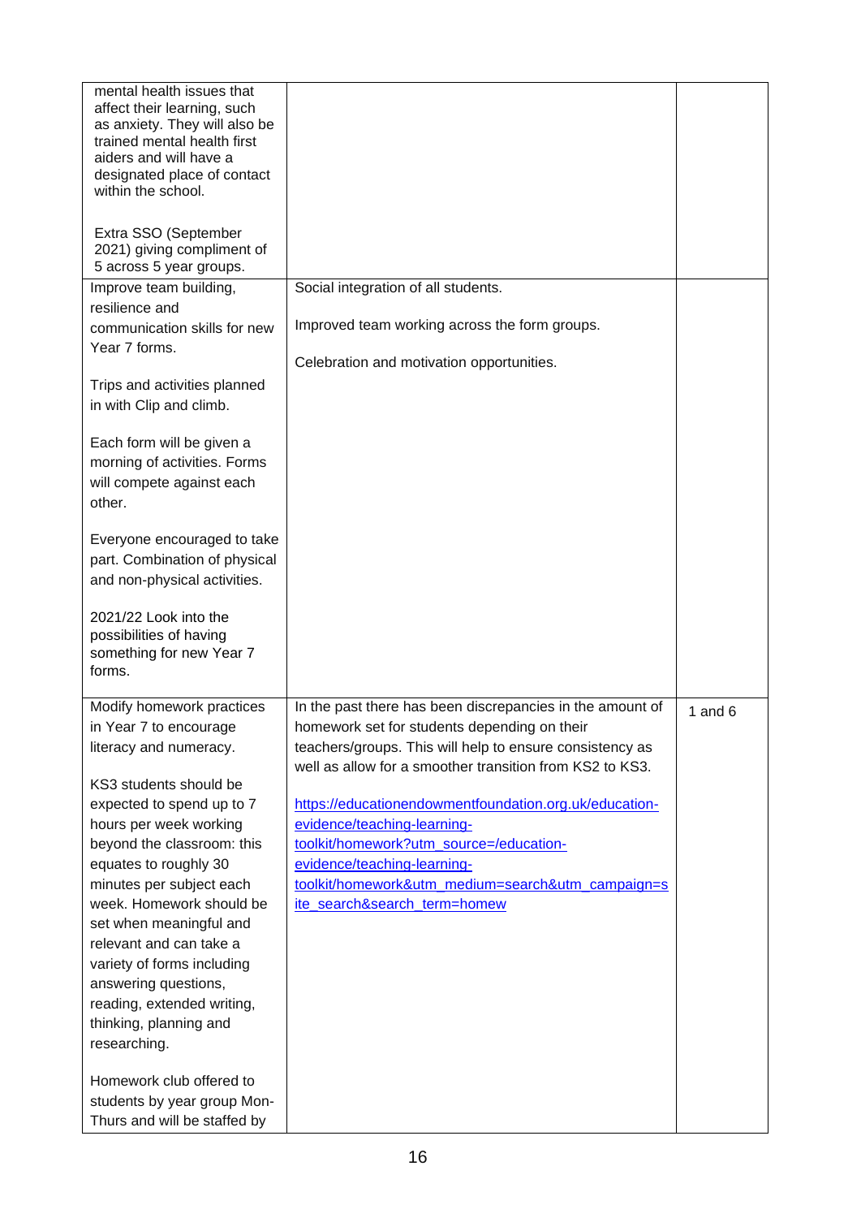| | | |
|---|---|---|
| mental health issues that affect their learning, such as anxiety. They will also be trained mental health first aiders and will have a designated place of contact within the school.<br><br>Extra SSO (September 2021) giving compliment of 5 across 5 year groups. | | |
| Improve team building, resilience and communication skills for new Year 7 forms.<br><br>Trips and activities planned in with Clip and climb.<br><br>Each form will be given a morning of activities. Forms will compete against each other.<br><br>Everyone encouraged to take part. Combination of physical and non-physical activities.<br><br>2021/22 Look into the possibilities of having something for new Year 7 forms. | Social integration of all students.<br><br>Improved team working across the form groups.<br><br>Celebration and motivation opportunities. | |
| Modify homework practices in Year 7 to encourage literacy and numeracy.<br><br>KS3 students should be expected to spend up to 7 hours per week working beyond the classroom: this equates to roughly 30 minutes per subject each week. Homework should be set when meaningful and relevant and can take a variety of forms including answering questions, reading, extended writing, thinking, planning and researching.<br><br>Homework club offered to students by year group Mon-Thurs and will be staffed by | In the past there has been discrepancies in the amount of homework set for students depending on their teachers/groups. This will help to ensure consistency as well as allow for a smoother transition from KS2 to KS3.<br><br>[https://educationendowmentfoundation.org.uk/education-evidence/teaching-learning-toolkit/homework?utm_source=/education-evidence/teaching-learning-toolkit/homework&utm_medium=search&utm_campaign=site_search&search_term=homew](https://educationendowmentfoundation.org.uk/education-evidence/teaching-learning-toolkit/homework?utm_source=/education-evidence/teaching-learning-toolkit/homework&utm_medium=search&utm_campaign=site_search&search_term=homew) | 1 and 6 |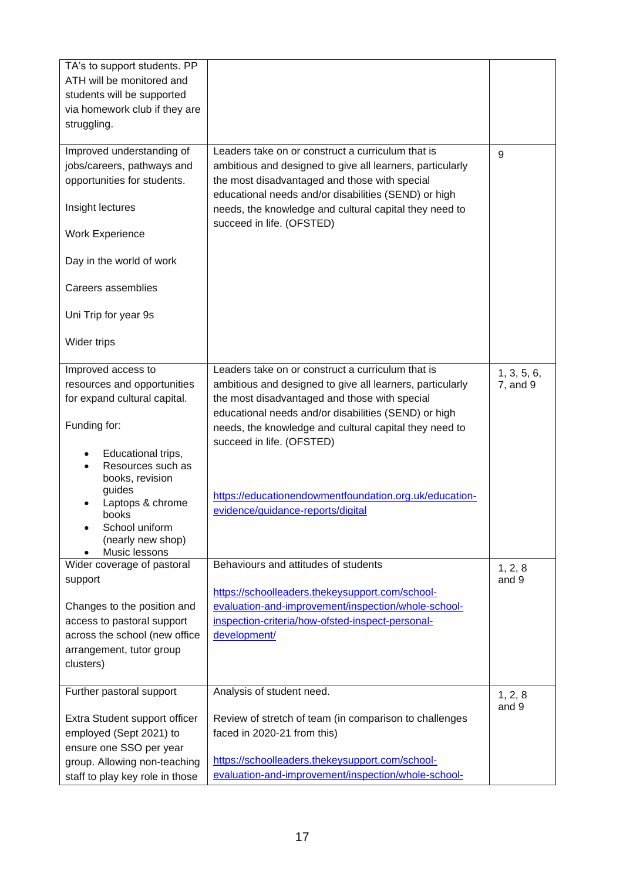| | | |
|---|---|---|
| TA's to support students. PP ATH will be monitored and students will be supported via homework club if they are struggling. | | |
| Improved understanding of jobs/careers, pathways and opportunities for students.<br><br>Insight lectures<br><br>Work Experience<br><br>Day in the world of work<br><br>Careers assemblies<br><br>Uni Trip for year 9s<br><br>Wider trips | Leaders take on or construct a curriculum that is ambitious and designed to give all learners, particularly the most disadvantaged and those with special educational needs and/or disabilities (SEND) or high needs, the knowledge and cultural capital they need to succeed in life. (OFSTED) | 9 |
| Improved access to resources and opportunities for expand cultural capital.<br><br>Funding for:<br><br>• Educational trips,<br>• Resources such as books, revision guides<br>• Laptops & chrome books<br>• School uniform (nearly new shop)<br>• Music lessons | Leaders take on or construct a curriculum that is ambitious and designed to give all learners, particularly the most disadvantaged and those with special educational needs and/or disabilities (SEND) or high needs, the knowledge and cultural capital they need to succeed in life. (OFSTED)<br><br>https://educationendowmentfoundation.org.uk/education-evidence/guidance-reports/digital | 1, 3, 5, 6, 7, and 9 |
| Wider coverage of pastoral support<br><br>Changes to the position and access to pastoral support across the school (new office arrangement, tutor group clusters) | Behaviours and attitudes of students<br><br>https://schoolleaders.thekeysupport.com/school-evaluation-and-improvement/inspection/whole-school-inspection-criteria/how-ofsted-inspect-personal-development/ | 1, 2, 8 and 9 |
| Further pastoral support<br><br>Extra Student support officer employed (Sept 2021) to ensure one SSO per year group. Allowing non-teaching staff to play key role in those | Analysis of student need.<br><br>Review of stretch of team (in comparison to challenges faced in 2020-21 from this)<br><br>https://schoolleaders.thekeysupport.com/school-evaluation-and-improvement/inspection/whole-school- | 1, 2, 8 and 9 |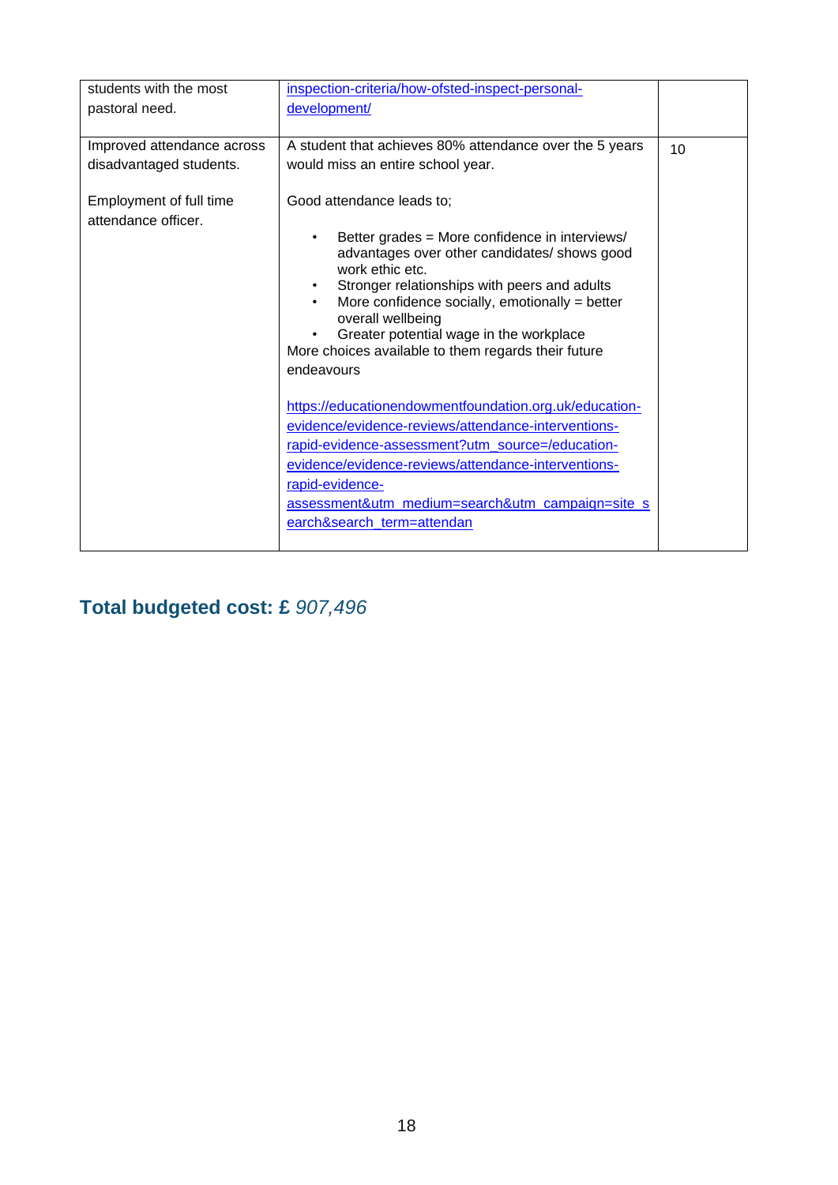| | | |
|---|---|---|
| students with the most pastoral need. | inspection-criteria/how-ofsted-inspect-personal-development/ | |
| Improved attendance across disadvantaged students.<br><br>Employment of full time attendance officer. | A student that achieves 80% attendance over the 5 years would miss an entire school year.<br><br>Good attendance leads to;<br><br>• Better grades = More confidence in interviews/ advantages over other candidates/ shows good work ethic etc.<br>• Stronger relationships with peers and adults<br>• More confidence socially, emotionally = better overall wellbeing<br>• Greater potential wage in the workplace<br>More choices available to them regards their future endeavours<br><br>https://educationendowmentfoundation.org.uk/education-evidence/evidence-reviews/attendance-interventions-rapid-evidence-assessment?utm_source=/education-evidence/evidence-reviews/attendance-interventions-rapid-evidence-assessment&utm_medium=search&utm_campaign=site_search&search_term=attendan | 10 |

## Total budgeted cost: £ *907,496*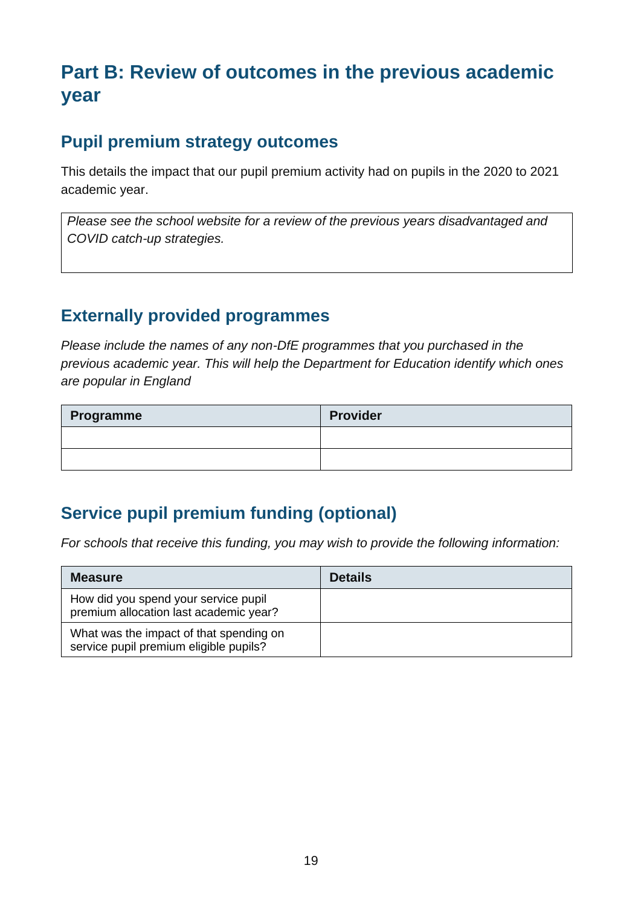# Part B: Review of outcomes in the previous academic year

## Pupil premium strategy outcomes

This details the impact that our pupil premium activity had on pupils in the 2020 to 2021 academic year.

| *Please see the school website for a review of the previous years disadvantaged and COVID catch-up strategies.* |
|---|

## Externally provided programmes

*Please include the names of any non-DfE programmes that you purchased in the previous academic year. This will help the Department for Education identify which ones are popular in England*

| Programme | Provider |
|---|---|
| | |
| | |

## Service pupil premium funding (optional)

*For schools that receive this funding, you may wish to provide the following information:*

| Measure | Details |
|---|---|
| How did you spend your service pupil premium allocation last academic year? | |
| What was the impact of that spending on service pupil premium eligible pupils? | |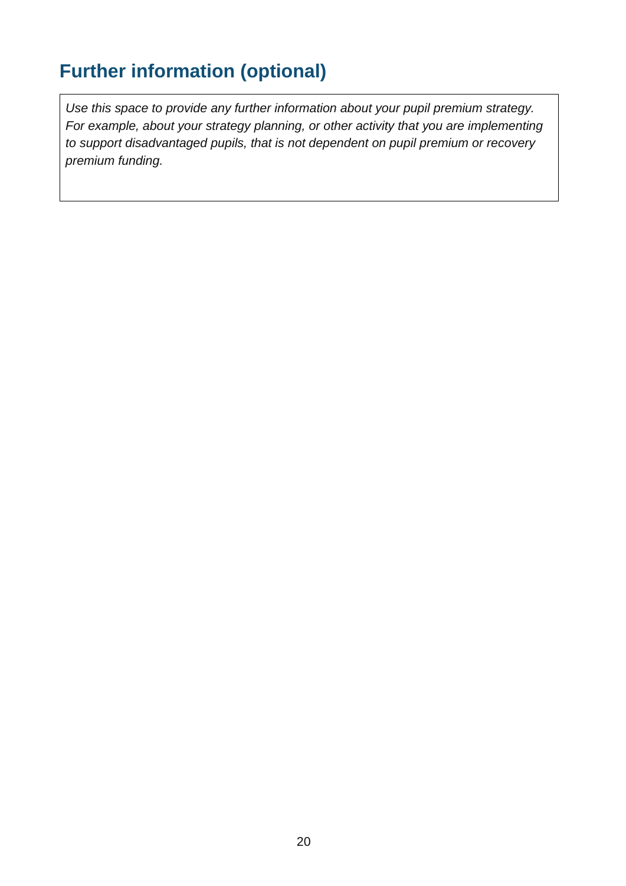## Further information (optional)

| |
|---|
| *Use this space to provide any further information about your pupil premium strategy. For example, about your strategy planning, or other activity that you are implementing to support disadvantaged pupils, that is not dependent on pupil premium or recovery premium funding.* |